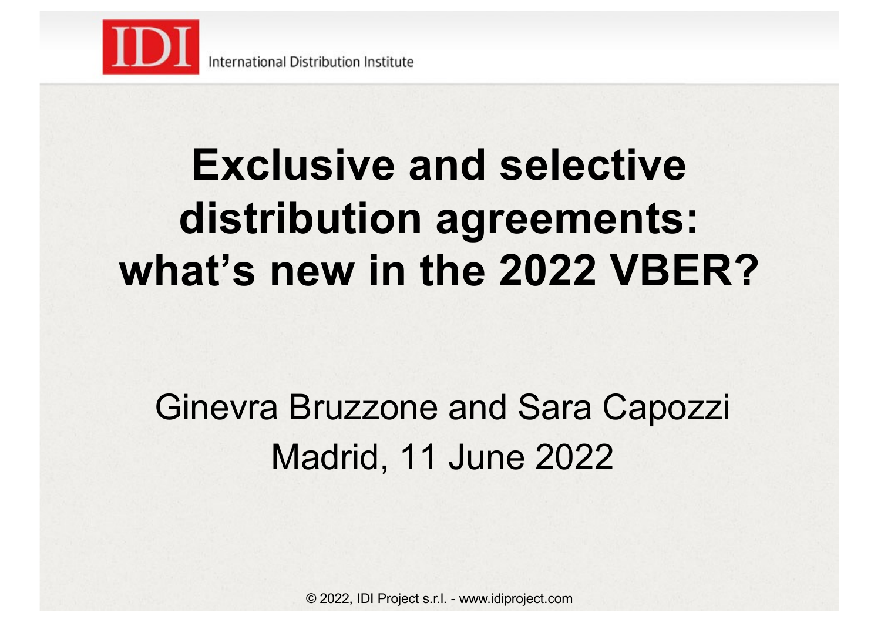IDI International Distribution Institute

# Exclusive and selective distribution agreements: what's new in the 2022 VBER?

Ginevra Bruzzone and Sara Capozzi

Madrid, 11 June 2022

© 2022, IDI Project s.r.l. - www.idiproject.com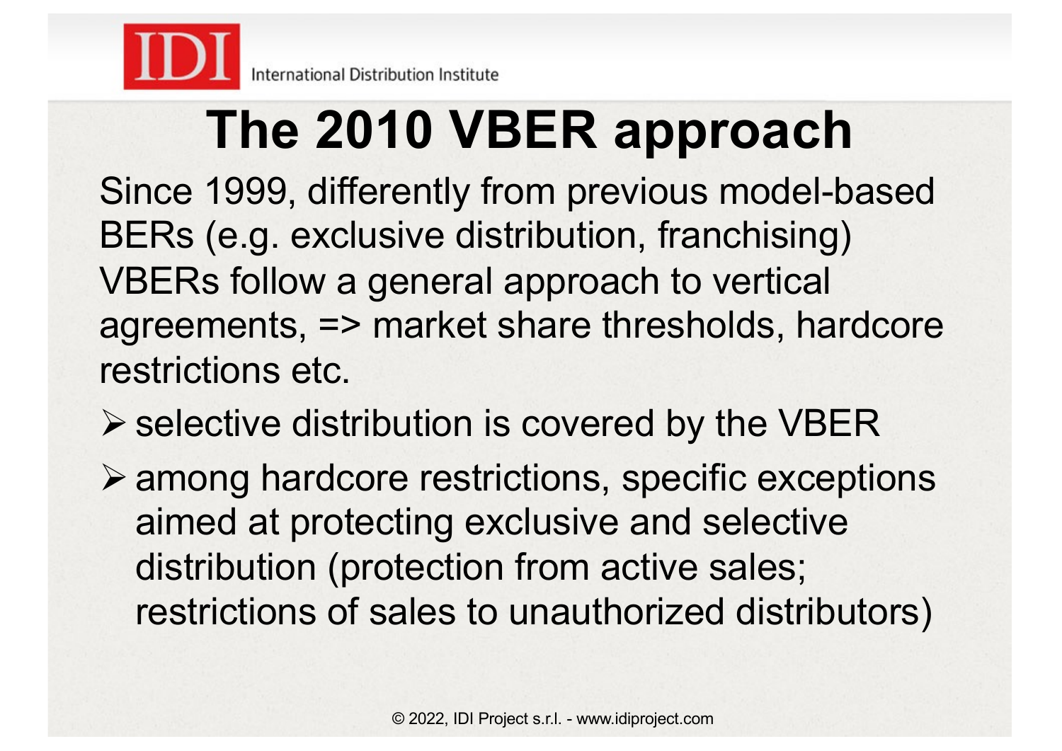# The 2010 VBER approach

Since 1999, differently from previous model-based BERs (e.g. exclusive distribution, franchising) VBERs follow a general approach to vertical agreements, => market share thresholds, hardcore restrictions etc.

- selective distribution is covered by the VBER
- among hardcore restrictions, specific exceptions aimed at protecting exclusive and selective distribution (protection from active sales; restrictions of sales to unauthorized distributors)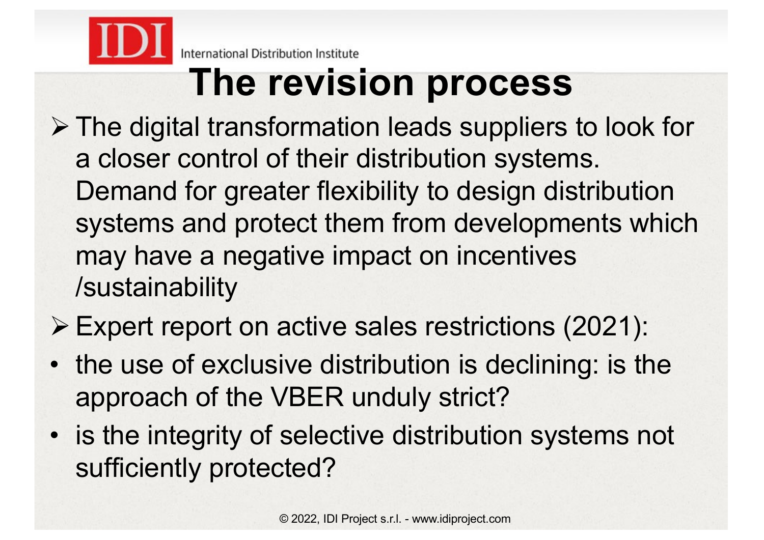# The revision process

- The digital transformation leads suppliers to look for a closer control of their distribution systems. Demand for greater flexibility to design distribution systems and protect them from developments which may have a negative impact on incentives /sustainability
- Expert report on active sales restrictions (2021):
  - the use of exclusive distribution is declining: is the approach of the VBER unduly strict?
  - is the integrity of selective distribution systems not sufficiently protected?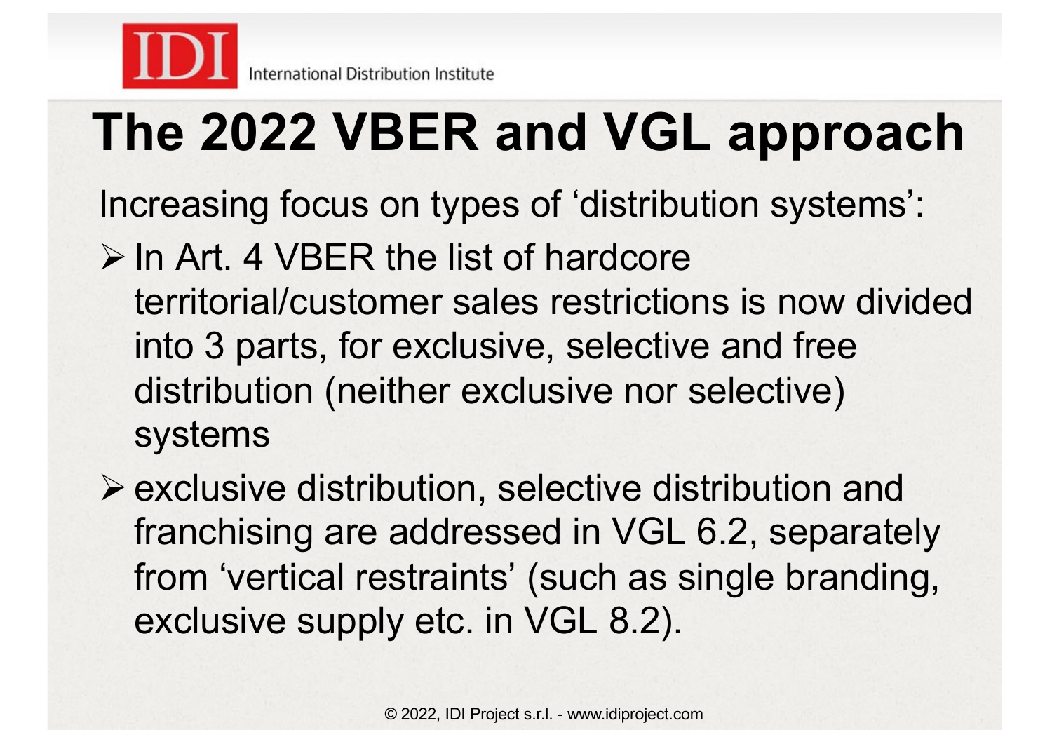# The 2022 VBER and VGL approach

Increasing focus on types of 'distribution systems':

- In Art. 4 VBER the list of hardcore territorial/customer sales restrictions is now divided into 3 parts, for exclusive, selective and free distribution (neither exclusive nor selective) systems
- exclusive distribution, selective distribution and franchising are addressed in VGL 6.2, separately from 'vertical restraints' (such as single branding, exclusive supply etc. in VGL 8.2).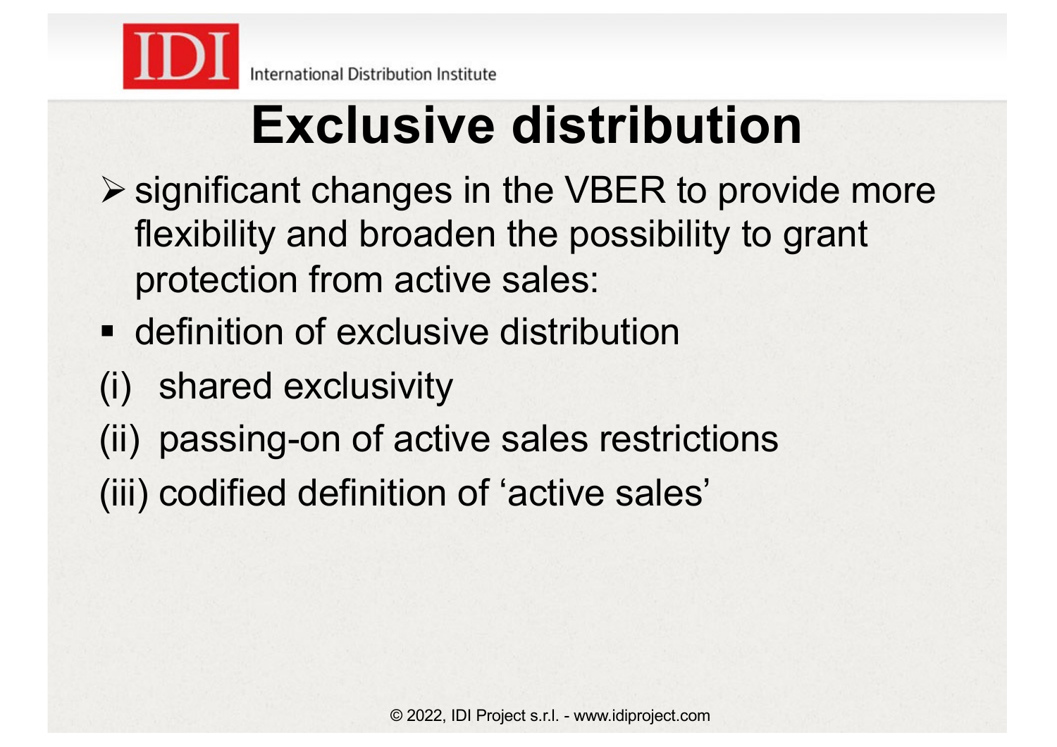# Exclusive distribution

- significant changes in the VBER to provide more flexibility and broaden the possibility to grant protection from active sales:
  - definition of exclusive distribution

(i) shared exclusivity

(ii) passing-on of active sales restrictions

(iii) codified definition of ‘active sales’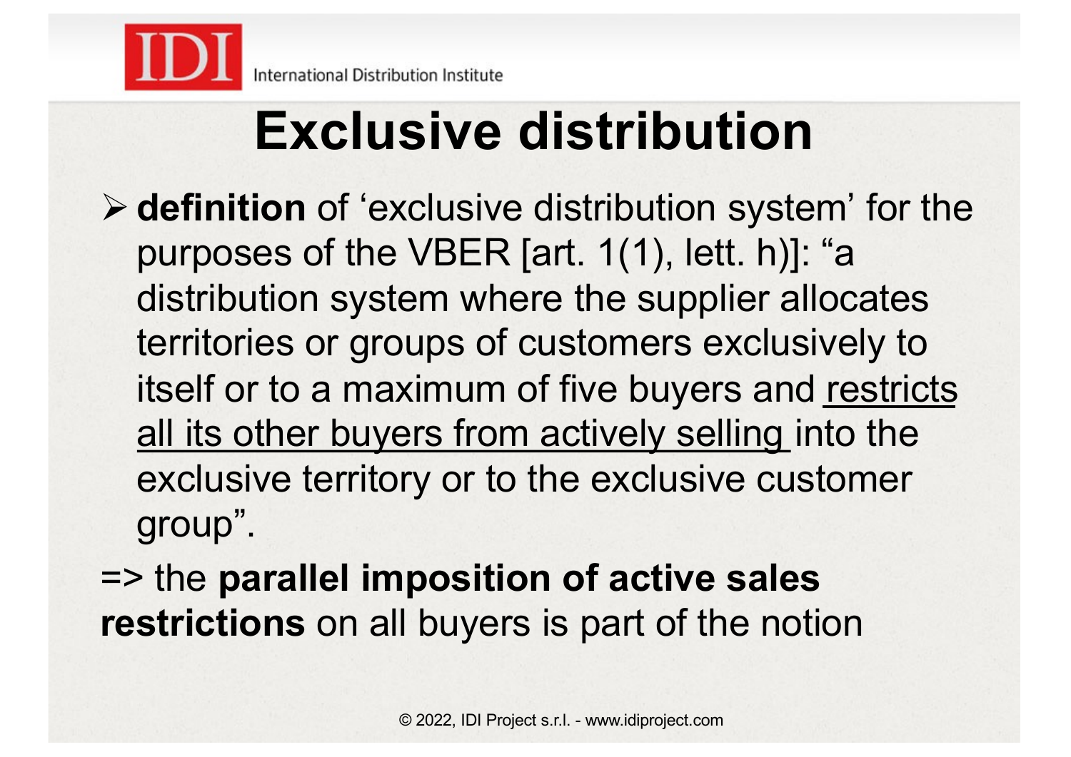# Exclusive distribution

- **definition** of 'exclusive distribution system' for the purposes of the VBER [art. 1(1), lett. h)]: "a distribution system where the supplier allocates territories or groups of customers exclusively to itself or to a maximum of five buyers and <u>restricts all its other buyers from actively selling</u> into the exclusive territory or to the exclusive customer group".

=> the **parallel imposition of active sales restrictions** on all buyers is part of the notion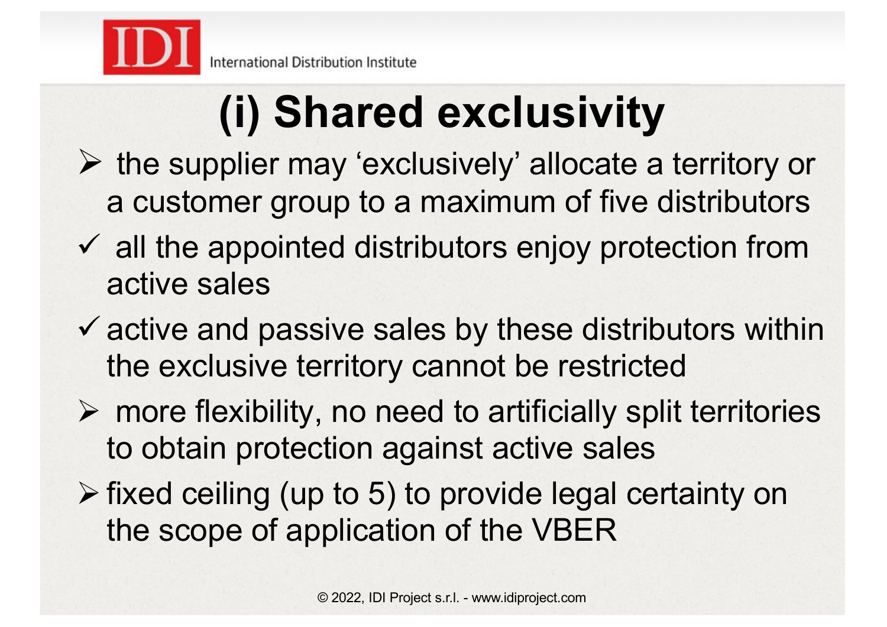# (i) Shared exclusivity

- the supplier may 'exclusively' allocate a territory or a customer group to a maximum of five distributors
  - ✓ all the appointed distributors enjoy protection from active sales
  - ✓ active and passive sales by these distributors within the exclusive territory cannot be restricted
- more flexibility, no need to artificially split territories to obtain protection against active sales
- fixed ceiling (up to 5) to provide legal certainty on the scope of application of the VBER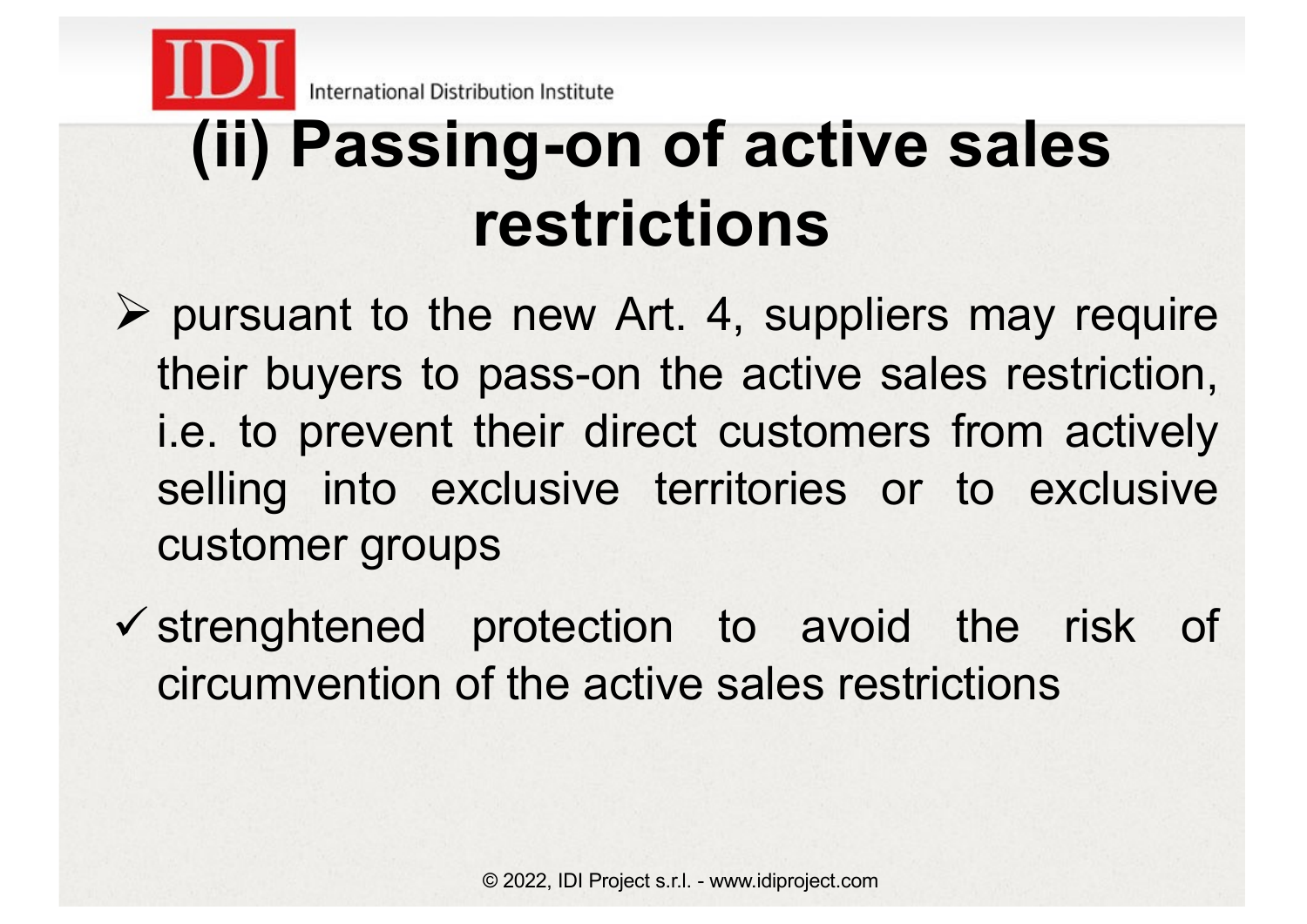# (ii) Passing-on of active sales restrictions

- pursuant to the new Art. 4, suppliers may require their buyers to pass-on the active sales restriction, i.e. to prevent their direct customers from actively selling into exclusive territories or to exclusive customer groups

- ✓ strenghtened protection to avoid the risk of circumvention of the active sales restrictions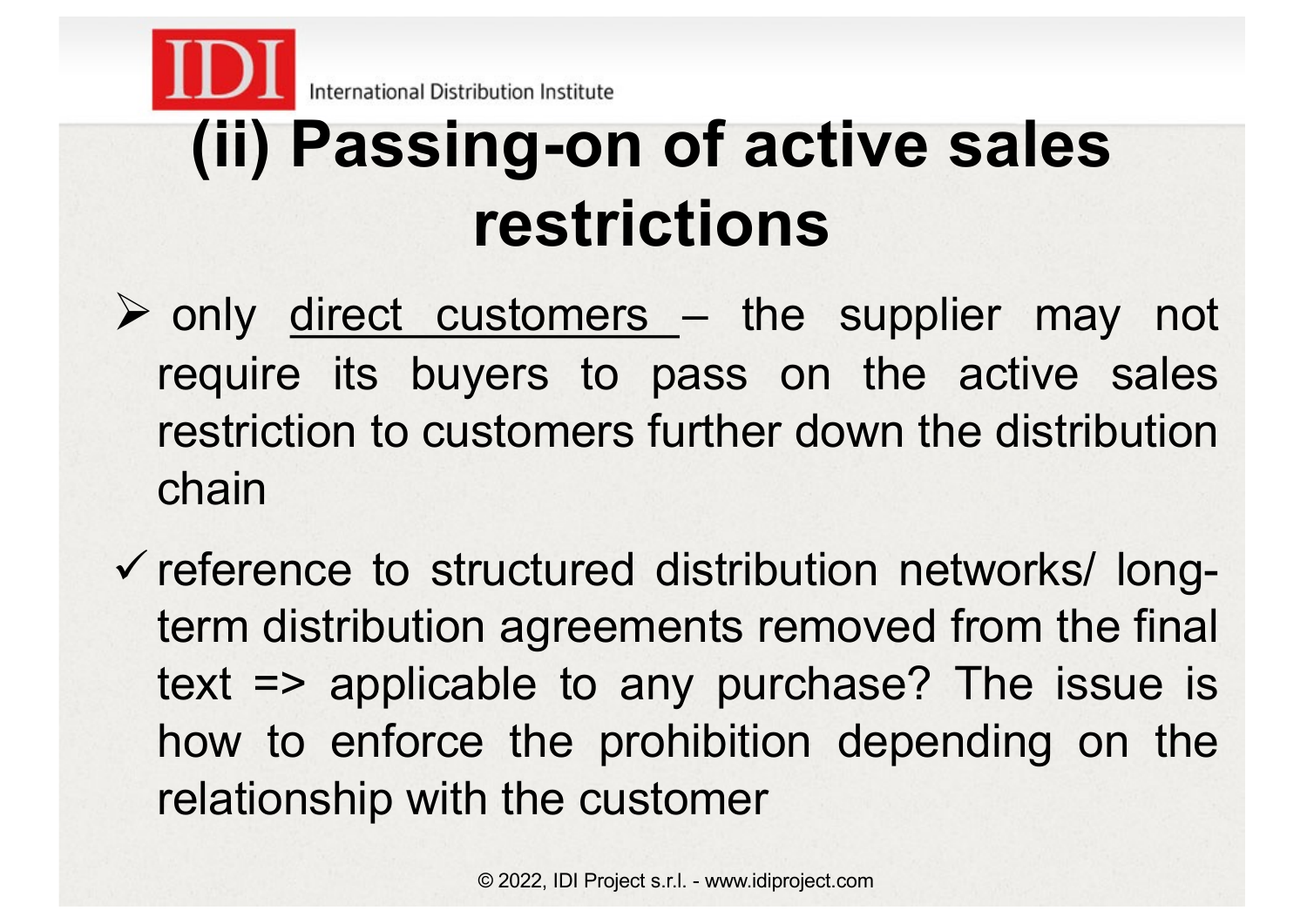# (ii) Passing-on of active sales restrictions

- only <u>direct customers</u> – the supplier may not require its buyers to pass on the active sales restriction to customers further down the distribution chain

- ✓ reference to structured distribution networks/ long-term distribution agreements removed from the final text => applicable to any purchase? The issue is how to enforce the prohibition depending on the relationship with the customer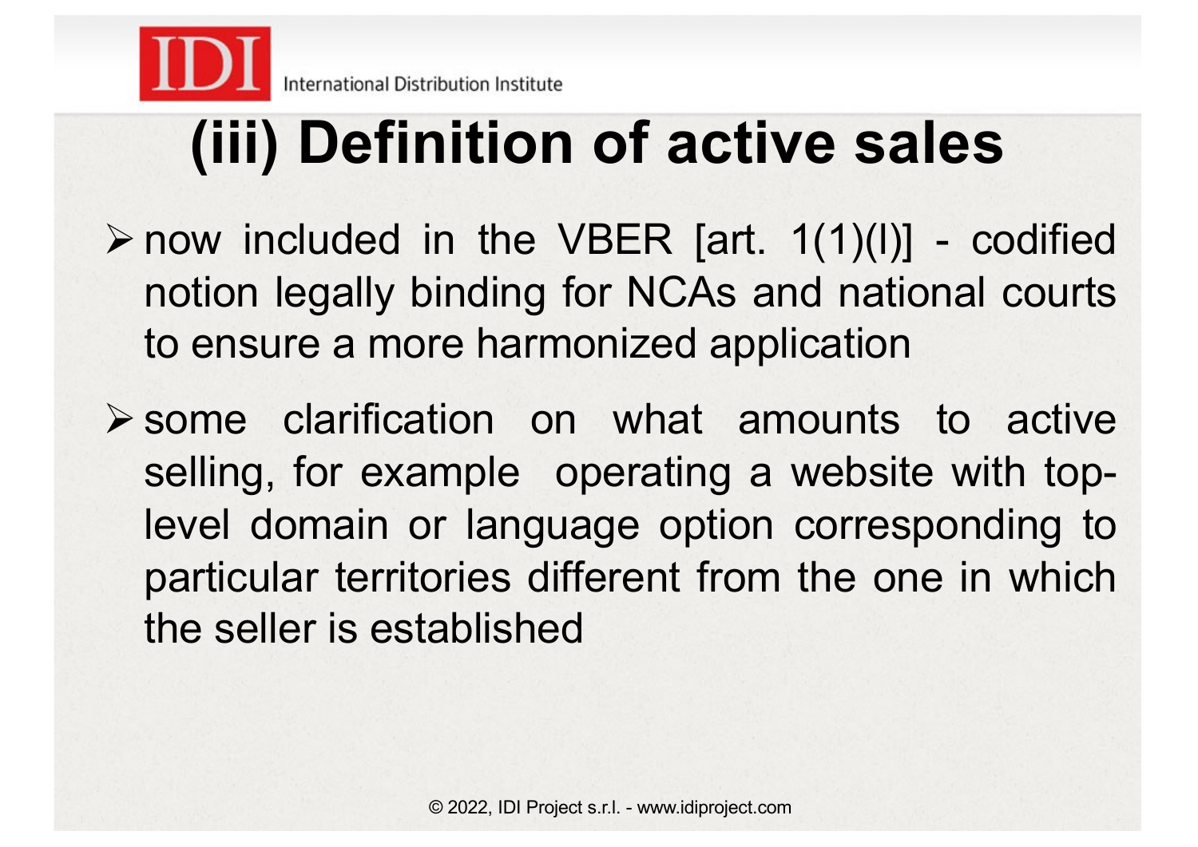# (iii) Definition of active sales

- now included in the VBER [art. 1(1)(l)] - codified notion legally binding for NCAs and national courts to ensure a more harmonized application
- some clarification on what amounts to active selling, for example operating a website with top-level domain or language option corresponding to particular territories different from the one in which the seller is established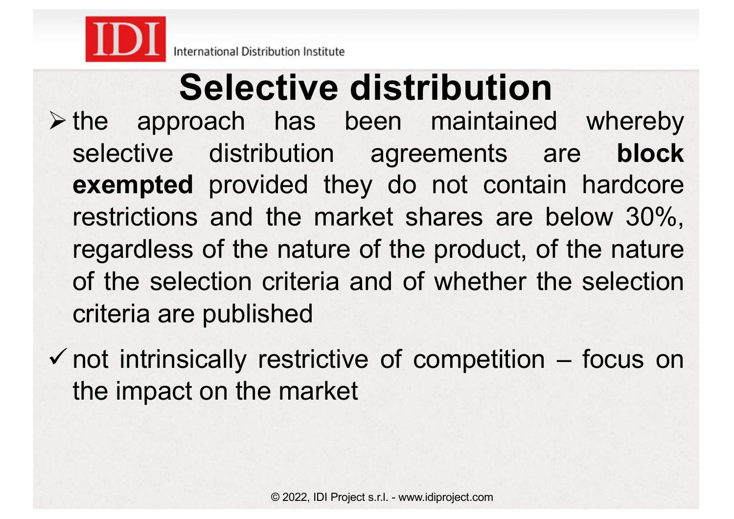# Selective distribution

- the approach has been maintained whereby selective distribution agreements are **block exempted** provided they do not contain hardcore restrictions and the market shares are below 30%, regardless of the nature of the product, of the nature of the selection criteria and of whether the selection criteria are published

- ✓ not intrinsically restrictive of competition – focus on the impact on the market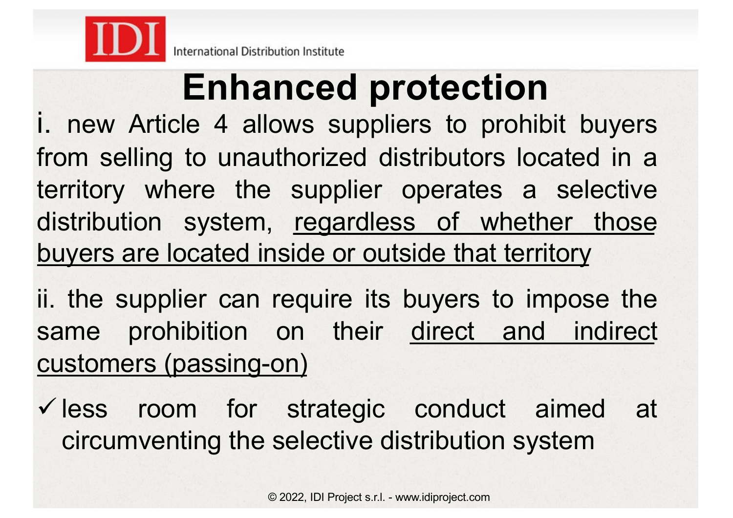# Enhanced protection

i. new Article 4 allows suppliers to prohibit buyers from selling to unauthorized distributors located in a territory where the supplier operates a selective distribution system, <u>regardless of whether those buyers are located inside or outside that territory</u>

ii. the supplier can require its buyers to impose the same prohibition on their <u>direct and indirect customers (passing-on)</u>

✓ less room for strategic conduct aimed at circumventing the selective distribution system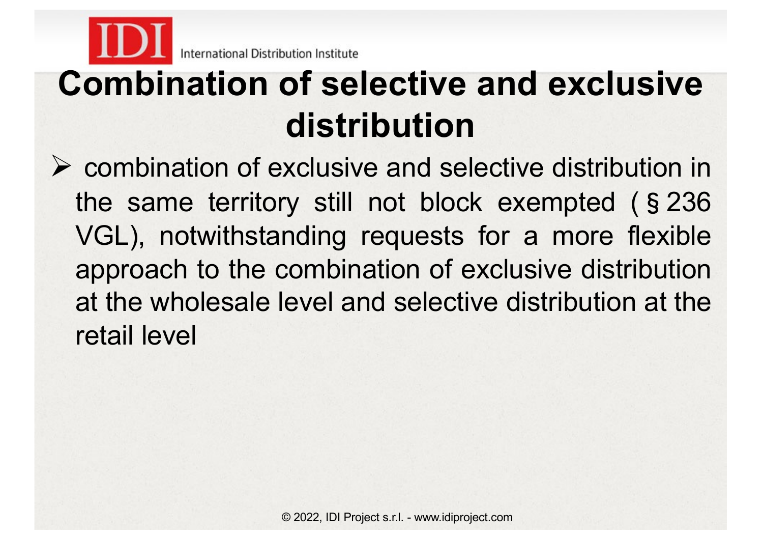# Combination of selective and exclusive distribution

- combination of exclusive and selective distribution in the same territory still not block exempted ( § 236 VGL), notwithstanding requests for a more flexible approach to the combination of exclusive distribution at the wholesale level and selective distribution at the retail level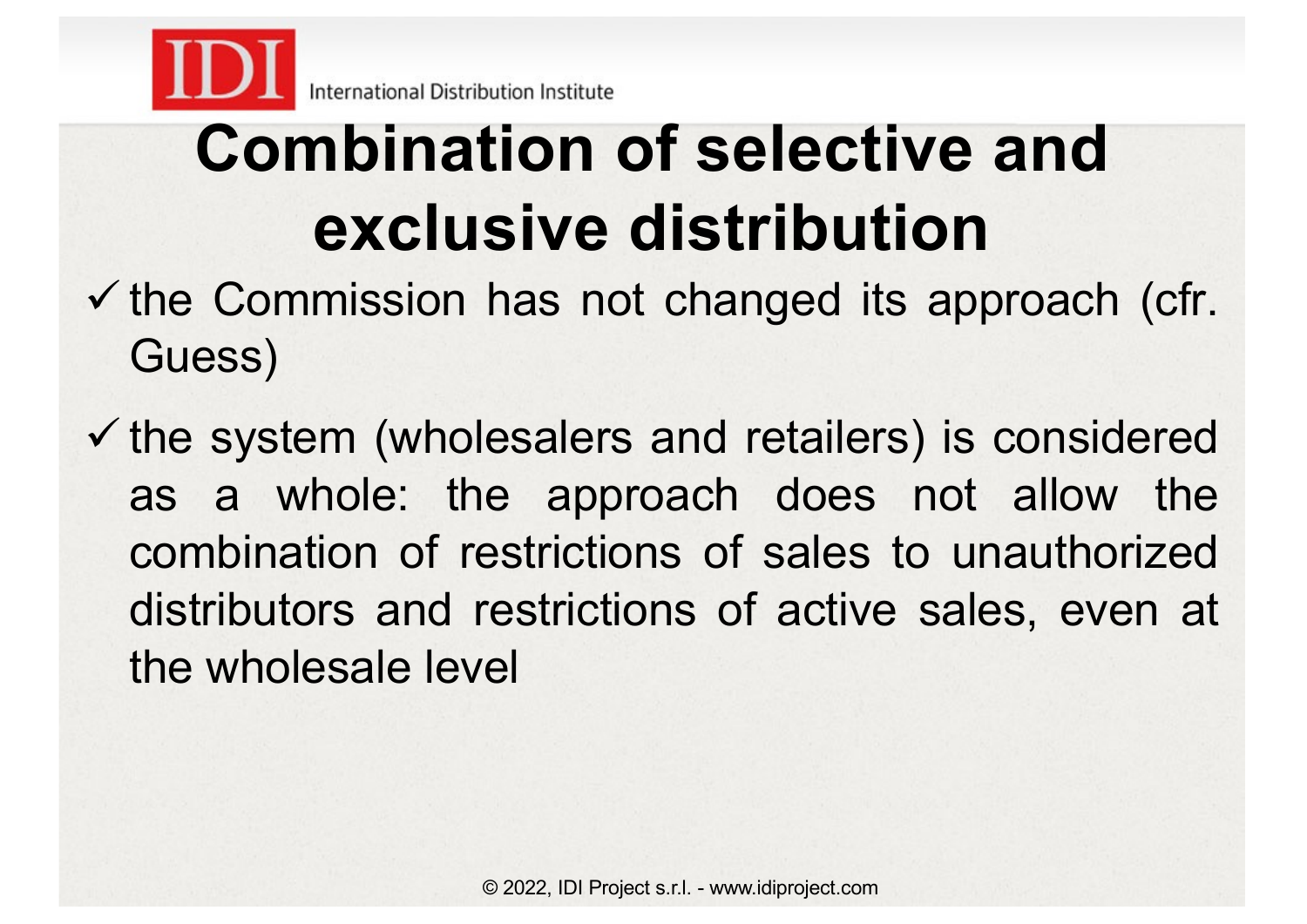# Combination of selective and exclusive distribution

- ✓ the Commission has not changed its approach (cfr. Guess)
- ✓ the system (wholesalers and retailers) is considered as a whole: the approach does not allow the combination of restrictions of sales to unauthorized distributors and restrictions of active sales, even at the wholesale level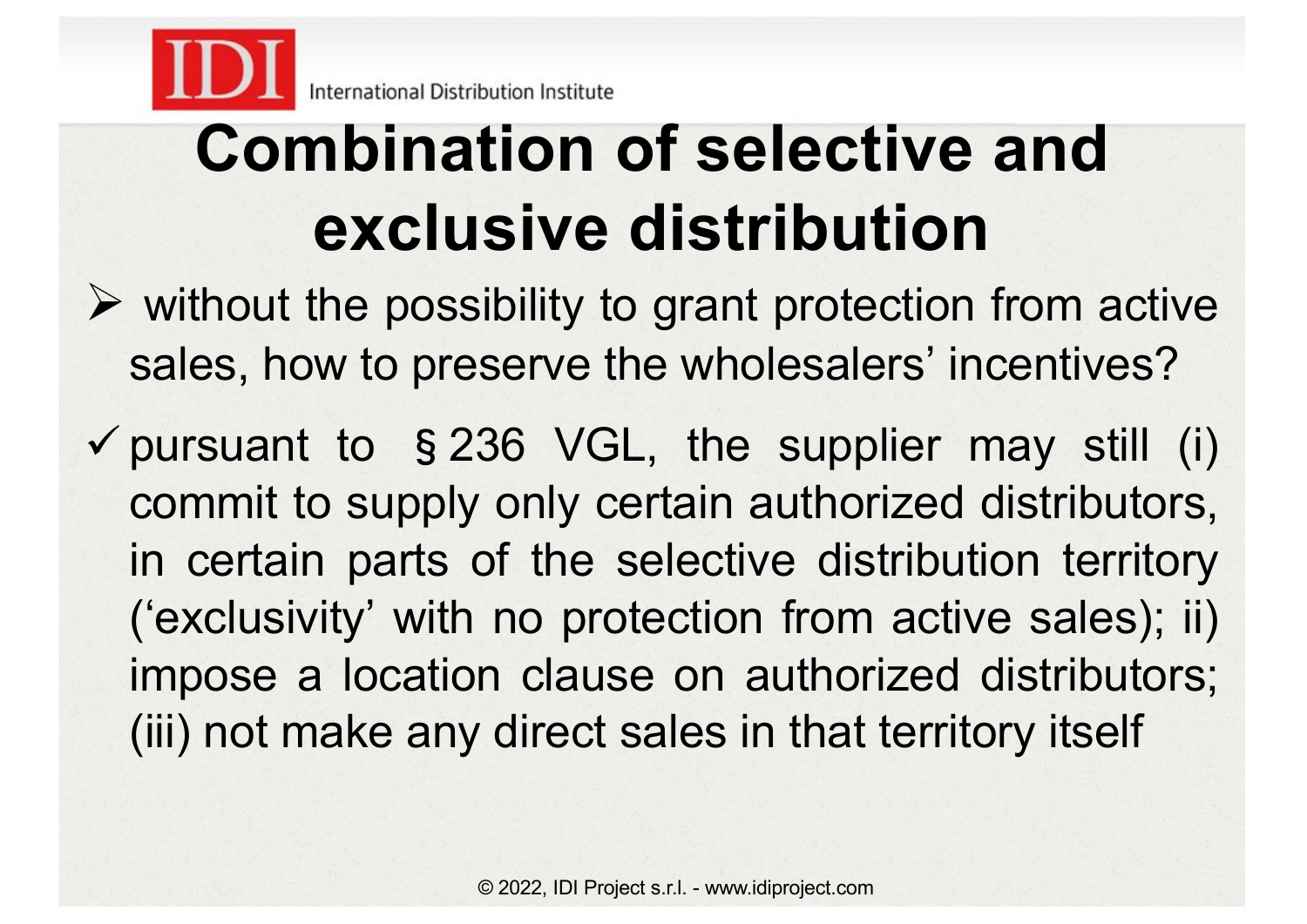# Combination of selective and exclusive distribution

- without the possibility to grant protection from active sales, how to preserve the wholesalers' incentives?

- ✓ pursuant to § 236 VGL, the supplier may still (i) commit to supply only certain authorized distributors, in certain parts of the selective distribution territory ('exclusivity' with no protection from active sales); ii) impose a location clause on authorized distributors; (iii) not make any direct sales in that territory itself